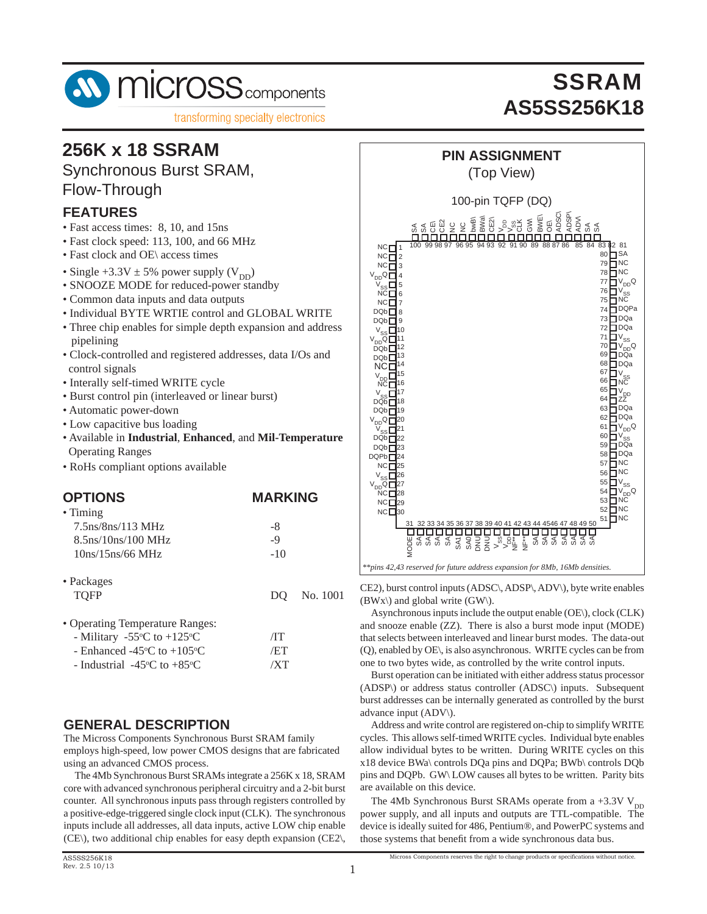# SSRAM AS5SS256K18

## 256K x 18 SSRAM

Synchronous Burst SRAM, Flow-Through

### FEATURES

- Fast access times: 8, 10, and 15ns
- Fast clock speed: 113, 100, and 66 MHz
- Fast clock and OE\ access times
- Single +3.3V ± 5% power supply ($V_{DD}$)
- SNOOZE MODE for reduced-power standby
- Common data inputs and data outputs
- Individual BYTE WRTIE control and GLOBAL WRITE
- Three chip enables for simple depth expansion and address pipelining
- Clock-controlled and registered addresses, data I/Os and control signals
- Interally self-timed WRITE cycle
- Burst control pin (interleaved or linear burst)
- Automatic power-down
- Low capacitive bus loading
- Available in **Industrial**, **Enhanced**, and **Mil-Temperature** Operating Ranges
- RoHs compliant options available

### OPTIONS / MARKING

| OPTIONS | MARKING | |
|---|---|---|
| • Timing | | |
| 7.5ns/8ns/113 MHz | -8 | |
| 8.5ns/10ns/100 MHz | -9 | |
| 10ns/15ns/66 MHz | -10 | |
| • Packages | | |
| TQFP | DQ | No. 1001 |
| • Operating Temperature Ranges: | | |
| - Military -55°C to +125°C | /IT | |
| - Enhanced -45°C to +105°C | /ET | |
| - Industrial -45°C to +85°C | /XT | |

### PIN ASSIGNMENT

(Top View)

100-pin TQFP (DQ)

| Pin | Name | Pin | Name |
|---|---|---|---|
| 1 | NC | 51 | NC |
| 2 | NC | 52 | NC |
| 3 | NC | 53 | NC |
| 4 | $V_{DD}Q$ | 54 | $V_{DD}Q$ |
| 5 | $V_{SS}$ | 55 | $V_{SS}$ |
| 6 | NC | 56 | NC |
| 7 | NC | 57 | NC |
| 8 | DQb | 58 | DQa |
| 9 | DQb | 59 | DQa |
| 10 | $V_{SS}$ | 60 | $V_{SS}$ |
| 11 | $V_{DD}Q$ | 61 | $V_{DD}Q$ |
| 12 | DQb | 62 | DQa |
| 13 | DQb | 63 | DQa |
| 14 | NC | 64 | ZZ |
| 15 | $V_{DD}$ | 65 | $V_{DD}$ |
| 16 | NC | 66 | NC |
| 17 | $V_{SS}$ | 67 | $V_{SS}$ |
| 18 | DQb | 68 | DQa |
| 19 | DQb | 69 | DQa |
| 20 | $V_{DD}Q$ | 70 | $V_{DD}Q$ |
| 21 | $V_{SS}$ | 71 | $V_{SS}$ |
| 22 | DQb | 72 | DQa |
| 23 | DQb | 73 | DQa |
| 24 | DQPb | 74 | DQPa |
| 25 | NC | 75 | NC |
| 26 | $V_{SS}$ | 76 | $V_{SS}$ |
| 27 | $V_{DD}Q$ | 77 | $V_{DD}Q$ |
| 28 | NC | 78 | NC |
| 29 | NC | 79 | NC |
| 30 | NC | 80 | SA |
| 31 | MODE | 81 | SA |
| 32 | SA | 82 | SA |
| 33 | SA | 83 | ADV\ |
| 34 | SA | 84 | ADSP\ |
| 35 | SA | 85 | ADSC\ |
| 36 | SA1 | 86 | OE\ |
| 37 | SA0 | 87 | BWE\ |
| 38 | DNU | 88 | GW\ |
| 39 | DNU | 89 | CLK |
| 40 | $V_{SS}$ | 90 | $V_{SS}$ |
| 41 | $V_{DD}$ | 91 | $V_{DD}$ |
| 42 | NF** | 92 | CE2\ |
| 43 | NF** | 93 | BWa\ |
| 44 | SA | 94 | bwB\ |
| 45 | SA | 95 | NC |
| 46 | SA | 96 | NC |
| 47 | SA | 97 | CE2 |
| 48 | SA | 98 | CE\ |
| 49 | SA | 99 | SA |
| 50 | SA | 100 | SA |

*\*\*pins 42,43 reserved for future address expansion for 8Mb, 16Mb densities.*

### GENERAL DESCRIPTION

The Micross Components Synchronous Burst SRAM family employs high-speed, low power CMOS designs that are fabricated using an advanced CMOS process.

The 4Mb Synchronous Burst SRAMs integrate a 256K x 18, SRAM core with advanced synchronous peripheral circuitry and a 2-bit burst counter. All synchronous inputs pass through registers controlled by a positive-edge-triggered single clock input (CLK). The synchronous inputs include all addresses, all data inputs, active LOW chip enable (CE\), two additional chip enables for easy depth expansion (CE2\, CE2), burst control inputs (ADSC\, ADSP\, ADV\), byte write enables (BWx\) and global write (GW\).

Asynchronous inputs include the output enable (OE\), clock (CLK) and snooze enable (ZZ). There is also a burst mode input (MODE) that selects between interleaved and linear burst modes. The data-out (Q), enabled by OE\, is also asynchronous. WRITE cycles can be from one to two bytes wide, as controlled by the write control inputs.

Burst operation can be initiated with either address status processor (ADSP\) or address status controller (ADSC\) inputs. Subsequent burst addresses can be internally generated as controlled by the burst advance input (ADV\).

Address and write control are registered on-chip to simplify WRITE cycles. This allows self-timed WRITE cycles. Individual byte enables allow individual bytes to be written. During WRITE cycles on this x18 device BWa\ controls DQa pins and DQPa; BWb\ controls DQb pins and DQPb. GW\ LOW causes all bytes to be written. Parity bits are available on this device.

The 4Mb Synchronous Burst SRAMs operate from a +3.3V $V_{DD}$ power supply, and all inputs and outputs are TTL-compatible. The device is ideally suited for 486, Pentium®, and PowerPC systems and those systems that benefit from a wide synchronous data bus.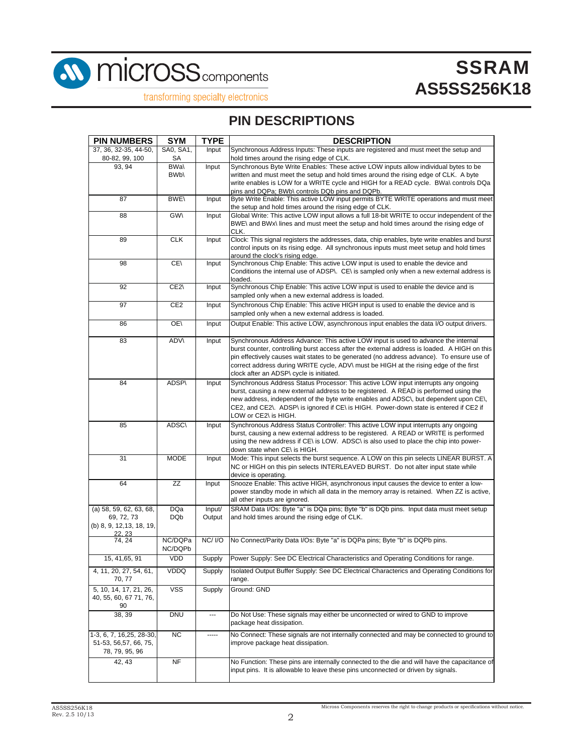## PIN DESCRIPTIONS

| PIN NUMBERS | SYM | TYPE | DESCRIPTION |
|---|---|---|---|
| 37, 36, 32-35, 44-50, 80-82, 99, 100 | SA0, SA1, SA | Input | Synchronous Address Inputs: These inputs are registered and must meet the setup and hold times around the rising edge of CLK. |
| 93, 94 | BWa\ BWb\ | Input | Synchronous Byte Write Enables: These active LOW inputs allow individual bytes to be written and must meet the setup and hold times around the rising edge of CLK. A byte write enables is LOW for a WRITE cycle and HIGH for a READ cycle. BWa\ controls DQa pins and DQPa; BWb\ controls DQb pins and DQPb. |
| 87 | BWE\ | Input | Byte Write Enable: This active LOW input permits BYTE WRITE operations and must meet the setup and hold times around the rising edge of CLK. |
| 88 | GW\ | Input | Global Write: This active LOW input allows a full 18-bit WRITE to occur independent of the BWE\ and BWx\ lines and must meet the setup and hold times around the rising edge of CLK. |
| 89 | CLK | Input | Clock: This signal registers the addresses, data, chip enables, byte write enables and burst control inputs on its rising edge. All synchronous inputs must meet setup and hold times around the clock's rising edge. |
| 98 | CE\ | Input | Synchronous Chip Enable: This active LOW input is used to enable the device and Conditions the internal use of ADSP\. CE\ is sampled only when a new external address is loaded. |
| 92 | CE2\ | Input | Synchronous Chip Enable: This active LOW input is used to enable the device and is sampled only when a new external address is loaded. |
| 97 | CE2 | Input | Synchronous Chip Enable: This active HIGH input is used to enable the device and is sampled only when a new external address is loaded. |
| 86 | OE\ | Input | Output Enable: This active LOW, asynchronous input enables the data I/O output drivers. |
| 83 | ADV\ | Input | Synchronous Address Advance: This active LOW input is used to advance the internal burst counter, controlling burst access after the external address is loaded. A HIGH on this pin effectively causes wait states to be generated (no address advance). To ensure use of correct address during WRITE cycle, ADV\ must be HIGH at the rising edge of the first clock after an ADSP\ cycle is initiated. |
| 84 | ADSP\ | Input | Synchronous Address Status Processor: This active LOW input interrupts any ongoing burst, causing a new external address to be registered. A READ is performed using the new address, independent of the byte write enables and ADSC\, but dependent upon CE\, CE2, and CE2\. ADSP\ is ignored if CE\ is HIGH. Power-down state is entered if CE2 if LOW or CE2\ is HIGH. |
| 85 | ADSC\ | Input | Synchronous Address Status Controller: This active LOW input interrupts any ongoing burst, causing a new external address to be registered. A READ or WRITE is performed using the new address if CE\ is LOW. ADSC\ is also used to place the chip into power-down state when CE\ is HIGH. |
| 31 | MODE | Input | Mode: This input selects the burst sequence. A LOW on this pin selects LINEAR BURST. A NC or HIGH on this pin selects INTERLEAVED BURST. Do not alter input state while device is operating. |
| 64 | ZZ | Input | Snooze Enable: This active HIGH, asynchronous input causes the device to enter a low-power standby mode in which all data in the memory array is retained. When ZZ is active, all other inputs are ignored. |
| (a) 58, 59, 62, 63, 68, 69, 72, 73 (b) 8, 9, 12,13, 18, 19, 22, 23 | DQa DQb | Input/ Output | SRAM Data I/Os: Byte "a" is DQa pins; Byte "b" is DQb pins. Input data must meet setup and hold times around the rising edge of CLK. |
| 74, 24 | NC/DQPa NC/DQPb | NC/ I/O | No Connect/Parity Data I/Os: Byte "a" is DQPa pins; Byte "b" is DQPb pins. |
| 15, 41,65, 91 | VDD | Supply | Power Supply: See DC Electrical Characteristics and Operating Conditions for range. |
| 4, 11, 20, 27, 54, 61, 70, 77 | VDDQ | Supply | Isolated Output Buffer Supply: See DC Electrical Charactercs and Operating Conditions for range. |
| 5, 10, 14, 17, 21, 26, 40, 55, 60, 67 71, 76, 90 | VSS | Supply | Ground: GND |
| 38, 39 | DNU | --- | Do Not Use: These signals may either be unconnected or wired to GND to improve package heat dissipation. |
| 1-3, 6, 7, 16,25, 28-30, 51-53, 56,57, 66, 75, 78, 79, 95, 96 | NC | ----- | No Connect: These signals are not internally connected and may be connected to ground to improve package heat dissipation. |
| 42, 43 | NF | | No Function: These pins are internally connected to the die and will have the capacitance of input pins. It is allowable to leave these pins unconnected or driven by signals. |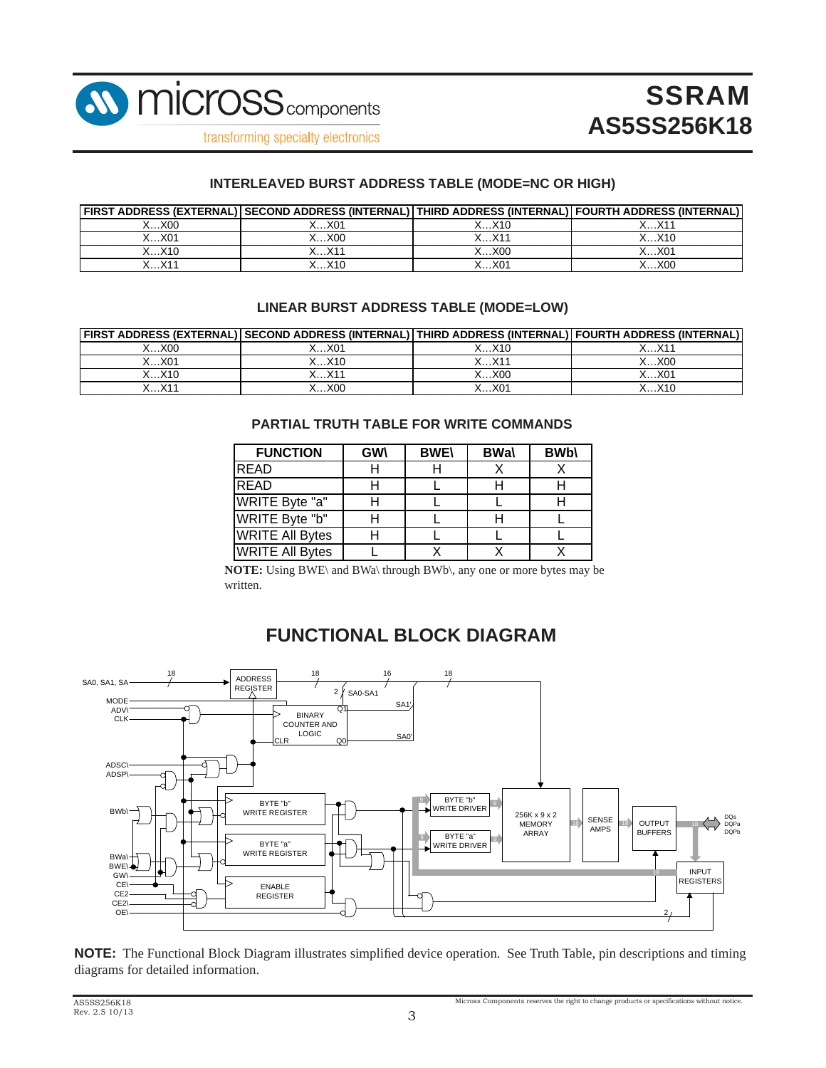## INTERLEAVED BURST ADDRESS TABLE (MODE=NC OR HIGH)

| FIRST ADDRESS (EXTERNAL) | SECOND ADDRESS (INTERNAL) | THIRD ADDRESS (INTERNAL) | FOURTH ADDRESS (INTERNAL) |
|---|---|---|---|
| X…X00 | X…X01 | X…X10 | X…X11 |
| X…X01 | X…X00 | X…X11 | X…X10 |
| X…X10 | X…X11 | X…X00 | X…X01 |
| X…X11 | X…X10 | X…X01 | X…X00 |

## LINEAR BURST ADDRESS TABLE (MODE=LOW)

| FIRST ADDRESS (EXTERNAL) | SECOND ADDRESS (INTERNAL) | THIRD ADDRESS (INTERNAL) | FOURTH ADDRESS (INTERNAL) |
|---|---|---|---|
| X…X00 | X…X01 | X…X10 | X…X11 |
| X…X01 | X…X10 | X…X11 | X…X00 |
| X…X10 | X…X11 | X…X00 | X…X01 |
| X…X11 | X…X00 | X…X01 | X…X10 |

## PARTIAL TRUTH TABLE FOR WRITE COMMANDS

| FUNCTION | GW\ | BWE\ | BWa\ | BWb\ |
|---|---|---|---|---|
| READ | H | H | X | X |
| READ | H | L | H | H |
| WRITE Byte "a" | H | L | L | H |
| WRITE Byte "b" | H | L | H | L |
| WRITE All Bytes | H | L | L | L |
| WRITE All Bytes | L | X | X | X |

**NOTE:** Using BWE\ and BWa\ through BWb\, any one or more bytes may be written.

## FUNCTIONAL BLOCK DIAGRAM

**NOTE:** The Functional Block Diagram illustrates simplified device operation. See Truth Table, pin descriptions and timing diagrams for detailed information.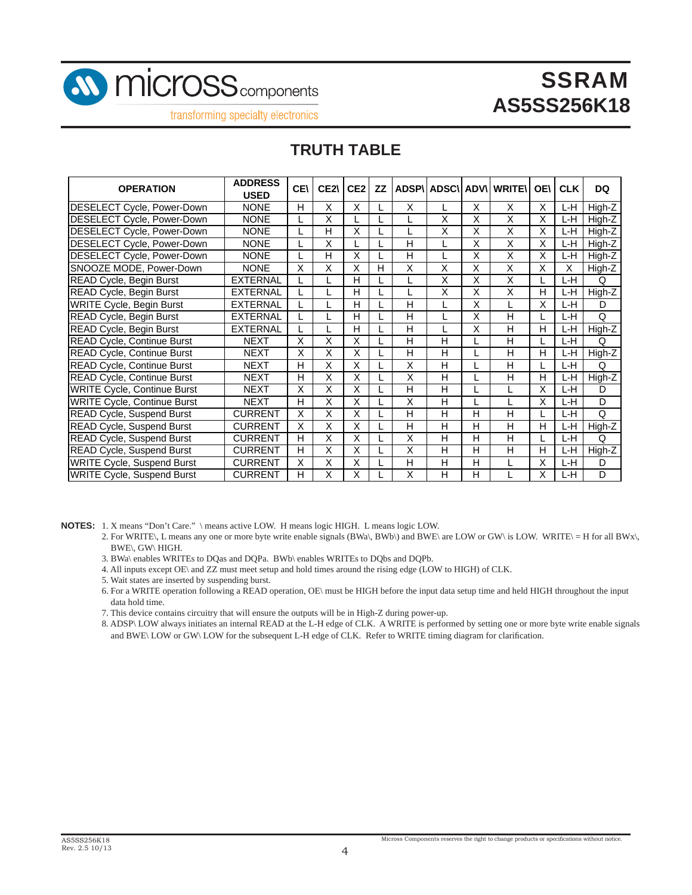## TRUTH TABLE

| OPERATION | ADDRESS USED | CE\ | CE2\ | CE2 | ZZ | ADSP\ | ADSC\ | ADV\ | WRITE\ | OE\ | CLK | DQ |
|---|---|---|---|---|---|---|---|---|---|---|---|---|
| DESELECT Cycle, Power-Down | NONE | H | X | X | L | X | L | X | X | X | L-H | High-Z |
| DESELECT Cycle, Power-Down | NONE | L | X | L | L | L | X | X | X | X | L-H | High-Z |
| DESELECT Cycle, Power-Down | NONE | L | H | X | L | L | X | X | X | X | L-H | High-Z |
| DESELECT Cycle, Power-Down | NONE | L | X | L | L | H | L | X | X | X | L-H | High-Z |
| DESELECT Cycle, Power-Down | NONE | L | H | X | L | H | L | X | X | X | L-H | High-Z |
| SNOOZE MODE, Power-Down | NONE | X | X | X | H | X | X | X | X | X | X | High-Z |
| READ Cycle, Begin Burst | EXTERNAL | L | L | H | L | L | X | X | X | L | L-H | Q |
| READ Cycle, Begin Burst | EXTERNAL | L | L | H | L | L | X | X | X | H | L-H | High-Z |
| WRITE Cycle, Begin Burst | EXTERNAL | L | L | H | L | H | L | X | L | X | L-H | D |
| READ Cycle, Begin Burst | EXTERNAL | L | L | H | L | H | L | X | H | L | L-H | Q |
| READ Cycle, Begin Burst | EXTERNAL | L | L | H | L | H | L | X | H | H | L-H | High-Z |
| READ Cycle, Continue Burst | NEXT | X | X | X | L | H | H | L | H | L | L-H | Q |
| READ Cycle, Continue Burst | NEXT | X | X | X | L | H | H | L | H | H | L-H | High-Z |
| READ Cycle, Continue Burst | NEXT | H | X | X | L | X | H | L | H | L | L-H | Q |
| READ Cycle, Continue Burst | NEXT | H | X | X | L | X | H | L | H | H | L-H | High-Z |
| WRITE Cycle, Continue Burst | NEXT | X | X | X | L | H | H | L | L | X | L-H | D |
| WRITE Cycle, Continue Burst | NEXT | H | X | X | L | X | H | L | L | X | L-H | D |
| READ Cycle, Suspend Burst | CURRENT | X | X | X | L | H | H | H | H | L | L-H | Q |
| READ Cycle, Suspend Burst | CURRENT | X | X | X | L | H | H | H | H | H | L-H | High-Z |
| READ Cycle, Suspend Burst | CURRENT | H | X | X | L | X | H | H | H | L | L-H | Q |
| READ Cycle, Suspend Burst | CURRENT | H | X | X | L | X | H | H | H | H | L-H | High-Z |
| WRITE Cycle, Suspend Burst | CURRENT | X | X | X | L | H | H | H | L | X | L-H | D |
| WRITE Cycle, Suspend Burst | CURRENT | H | X | X | L | X | H | H | L | X | L-H | D |

**NOTES:**
1. X means "Don't Care." \ means active LOW. H means logic HIGH. L means logic LOW.
2. For WRITE\, L means any one or more byte write enable signals (BWa\, BWb\) and BWE\ are LOW or GW\ is LOW. WRITE\ = H for all BWx\, BWE\, GW\ HIGH.
3. BWa\ enables WRITEs to DQas and DQPa. BWb\ enables WRITEs to DQbs and DQPb.
4. All inputs except OE\ and ZZ must meet setup and hold times around the rising edge (LOW to HIGH) of CLK.
5. Wait states are inserted by suspending burst.
6. For a WRITE operation following a READ operation, OE\ must be HIGH before the input data setup time and held HIGH throughout the input data hold time.
7. This device contains circuitry that will ensure the outputs will be in High-Z during power-up.
8. ADSP\ LOW always initiates an internal READ at the L-H edge of CLK. A WRITE is performed by setting one or more byte write enable signals and BWE\ LOW or GW\ LOW for the subsequent L-H edge of CLK. Refer to WRITE timing diagram for clarification.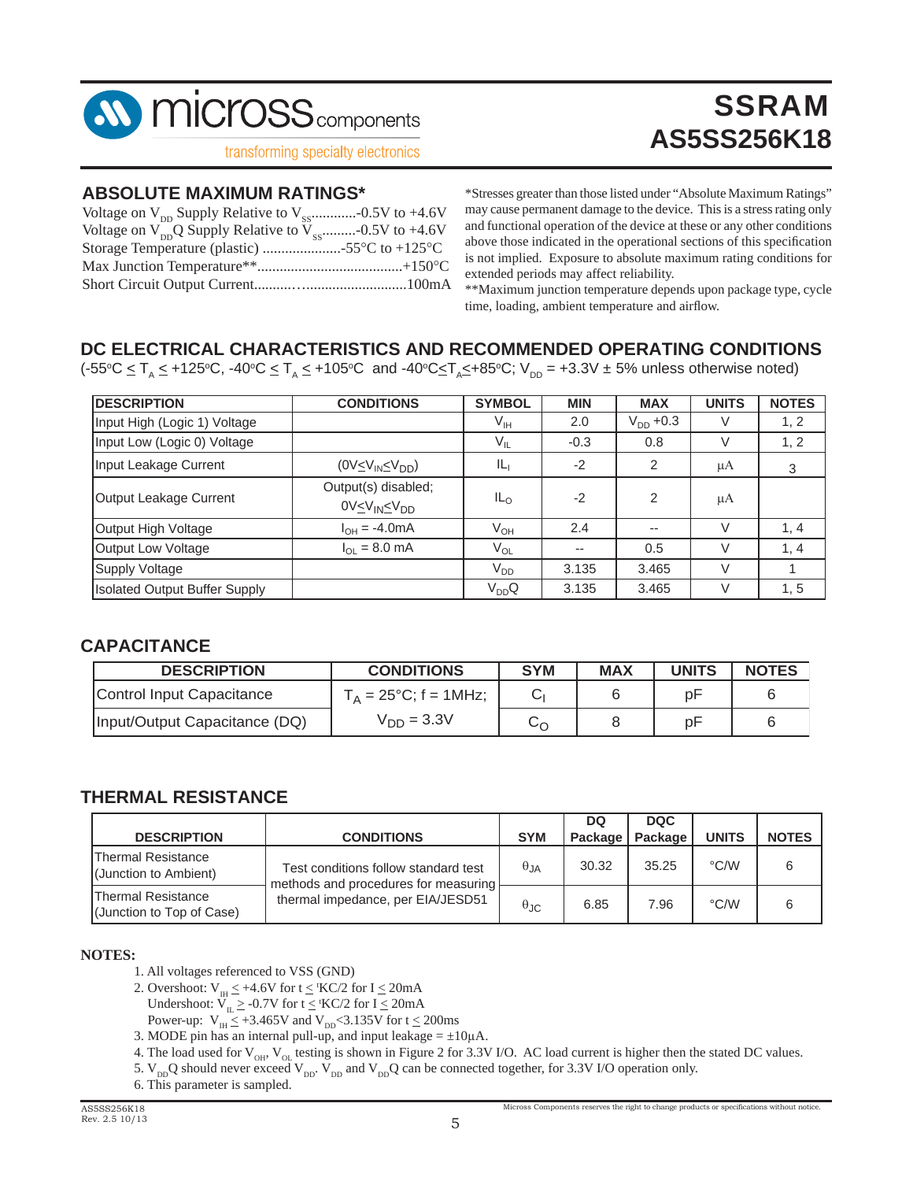## ABSOLUTE MAXIMUM RATINGS*

Voltage on $V_{DD}$ Supply Relative to $V_{SS}$............-0.5V to +4.6V
Voltage on $V_{DD}Q$ Supply Relative to $V_{SS}$.........-0.5V to +4.6V
Storage Temperature (plastic) .....................-55°C to +125°C
Max Junction Temperature**.......................................+150°C
Short Circuit Output Current.................................100mA

*Stresses greater than those listed under "Absolute Maximum Ratings" may cause permanent damage to the device. This is a stress rating only and functional operation of the device at these or any other conditions above those indicated in the operational sections of this specification is not implied. Exposure to absolute maximum rating conditions for extended periods may affect reliability.
**Maximum junction temperature depends upon package type, cycle time, loading, ambient temperature and airflow.

## DC ELECTRICAL CHARACTERISTICS AND RECOMMENDED OPERATING CONDITIONS

(-55°C ≤ $T_A$ ≤ +125°C, -40°C ≤ $T_A$ ≤ +105°C and -40°C≤$T_A$≤+85°C; $V_{DD}$ = +3.3V ± 5% unless otherwise noted)

| DESCRIPTION | CONDITIONS | SYMBOL | MIN | MAX | UNITS | NOTES |
|---|---|---|---|---|---|---|
| Input High (Logic 1) Voltage | | $V_{IH}$ | 2.0 | $V_{DD}$ +0.3 | V | 1, 2 |
| Input Low (Logic 0) Voltage | | $V_{IL}$ | -0.3 | 0.8 | V | 1, 2 |
| Input Leakage Current | (0V≤$V_{IN}$≤$V_{DD}$) | $IL_I$ | -2 | 2 | µA | 3 |
| Output Leakage Current | Output(s) disabled; 0V≤$V_{IN}$≤$V_{DD}$ | $IL_O$ | -2 | 2 | µA | |
| Output High Voltage | $I_{OH}$ = -4.0mA | $V_{OH}$ | 2.4 | -- | V | 1, 4 |
| Output Low Voltage | $I_{OL}$ = 8.0 mA | $V_{OL}$ | -- | 0.5 | V | 1, 4 |
| Supply Voltage | | $V_{DD}$ | 3.135 | 3.465 | V | 1 |
| Isolated Output Buffer Supply | | $V_{DD}Q$ | 3.135 | 3.465 | V | 1, 5 |

## CAPACITANCE

| DESCRIPTION | CONDITIONS | SYM | MAX | UNITS | NOTES |
|---|---|---|---|---|---|
| Control Input Capacitance | $T_A$ = 25°C; f = 1MHz; | $C_I$ | 6 | pF | 6 |
| Input/Output Capacitance (DQ) | $V_{DD}$ = 3.3V | $C_O$ | 8 | pF | 6 |

## THERMAL RESISTANCE

| DESCRIPTION | CONDITIONS | SYM | DQ Package | DQC Package | UNITS | NOTES |
|---|---|---|---|---|---|---|
| Thermal Resistance (Junction to Ambient) | Test conditions follow standard test methods and procedures for measuring thermal impedance, per EIA/JESD51 | $\theta_{JA}$ | 30.32 | 35.25 | °C/W | 6 |
| Thermal Resistance (Junction to Top of Case) | | $\theta_{JC}$ | 6.85 | 7.96 | °C/W | 6 |

**NOTES:**

1. All voltages referenced to VSS (GND)
2. Overshoot: $V_{IH}$ ≤ +4.6V for t ≤ ᵗKC/2 for I ≤ 20mA
   Undershoot: $V_{IL}$ ≥ -0.7V for t ≤ ᵗKC/2 for I ≤ 20mA
   Power-up: $V_{IH}$ ≤ +3.465V and $V_{DD}$<3.135V for t ≤ 200ms
3. MODE pin has an internal pull-up, and input leakage = ±10µA.
4. The load used for $V_{OH}$, $V_{OL}$ testing is shown in Figure 2 for 3.3V I/O. AC load current is higher then the stated DC values.
5. $V_{DD}Q$ should never exceed $V_{DD}$. $V_{DD}$ and $V_{DD}Q$ can be connected together, for 3.3V I/O operation only.
6. This parameter is sampled.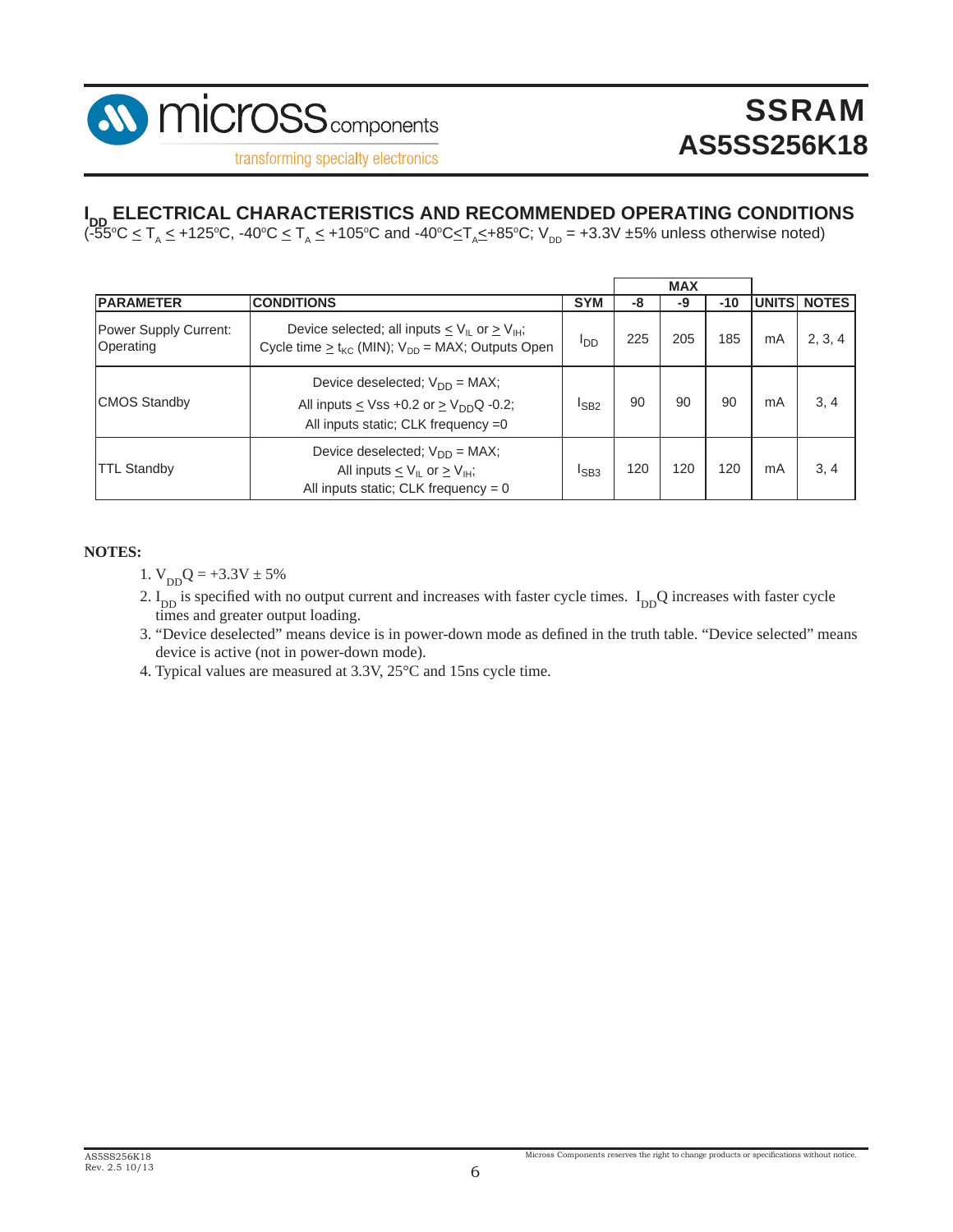## $I_{DD}$ ELECTRICAL CHARACTERISTICS AND RECOMMENDED OPERATING CONDITIONS

($-55°C \leq T_A \leq +125°C$, $-40°C \leq T_A \leq +105°C$ and $-40°C \leq T_A \leq +85°C$; $V_{DD}$ = +3.3V ±5% unless otherwise noted)

| PARAMETER | CONDITIONS | SYM | MAX -8 | MAX -9 | MAX -10 | UNITS | NOTES |
|---|---|---|---|---|---|---|---|
| Power Supply Current: Operating | Device selected; all inputs $\leq V_{IL}$ or $\geq V_{IH}$; Cycle time $\geq t_{KC}$ (MIN); $V_{DD}$ = MAX; Outputs Open | $I_{DD}$ | 225 | 205 | 185 | mA | 2, 3, 4 |
| CMOS Standby | Device deselected; $V_{DD}$ = MAX; All inputs $\leq$ Vss +0.2 or $\geq V_{DD}Q$ -0.2; All inputs static; CLK frequency =0 | $I_{SB2}$ | 90 | 90 | 90 | mA | 3, 4 |
| TTL Standby | Device deselected; $V_{DD}$ = MAX; All inputs $\leq V_{IL}$ or $\geq V_{IH}$; All inputs static; CLK frequency = 0 | $I_{SB3}$ | 120 | 120 | 120 | mA | 3, 4 |

**NOTES:**

1. $V_{DD}Q$ = +3.3V ± 5%
2. $I_{DD}$ is specified with no output current and increases with faster cycle times. $I_{DD}Q$ increases with faster cycle times and greater output loading.
3. "Device deselected" means device is in power-down mode as defined in the truth table. "Device selected" means device is active (not in power-down mode).
4. Typical values are measured at 3.3V, 25°C and 15ns cycle time.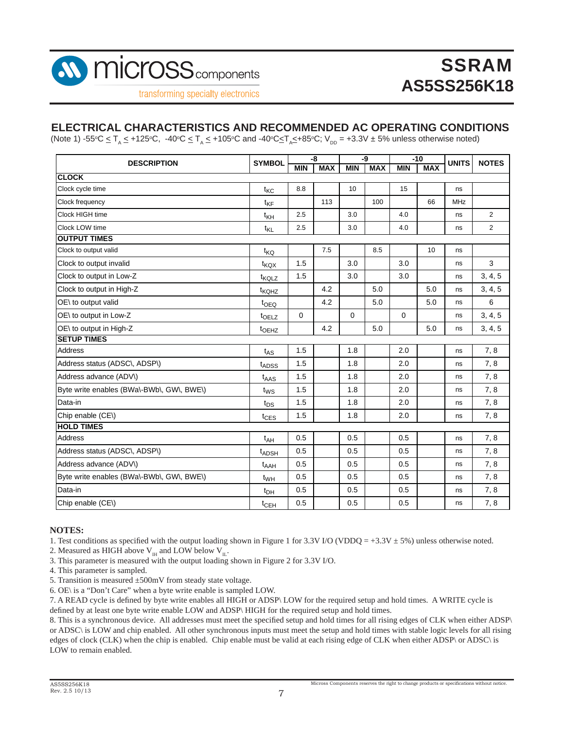## ELECTRICAL CHARACTERISTICS AND RECOMMENDED AC OPERATING CONDITIONS

(Note 1) -55°C ≤ $T_A$ ≤ +125°C, -40°C ≤ $T_A$ ≤ +105°C and -40°C≤$T_A$≤+85°C; $V_{DD}$ = +3.3V ± 5% unless otherwise noted)

| DESCRIPTION | SYMBOL | -8 | | -9 | | -10 | | UNITS | NOTES |
|---|---|---|---|---|---|---|---|---|---|
| | | MIN | MAX | MIN | MAX | MIN | MAX | | |
| **CLOCK** | | | | | | | | | |
| Clock cycle time | $t_{KC}$ | 8.8 | | 10 | | 15 | | ns | |
| Clock frequency | $t_{KF}$ | | 113 | | 100 | | 66 | MHz | |
| Clock HIGH time | $t_{KH}$ | 2.5 | | 3.0 | | 4.0 | | ns | 2 |
| Clock LOW time | $t_{KL}$ | 2.5 | | 3.0 | | 4.0 | | ns | 2 |
| **OUTPUT TIMES** | | | | | | | | | |
| Clock to output valid | $t_{KQ}$ | | 7.5 | | 8.5 | | 10 | ns | |
| Clock to output invalid | $t_{KQX}$ | 1.5 | | 3.0 | | 3.0 | | ns | 3 |
| Clock to output in Low-Z | $t_{KQLZ}$ | 1.5 | | 3.0 | | 3.0 | | ns | 3, 4, 5 |
| Clock to output in High-Z | $t_{KQHZ}$ | | 4.2 | | 5.0 | | 5.0 | ns | 3, 4, 5 |
| OE\ to output valid | $t_{OEQ}$ | | 4.2 | | 5.0 | | 5.0 | ns | 6 |
| OE\ to output in Low-Z | $t_{OELZ}$ | 0 | | 0 | | 0 | | ns | 3, 4, 5 |
| OE\ to output in High-Z | $t_{OEHZ}$ | | 4.2 | | 5.0 | | 5.0 | ns | 3, 4, 5 |
| **SETUP TIMES** | | | | | | | | | |
| Address | $t_{AS}$ | 1.5 | | 1.8 | | 2.0 | | ns | 7, 8 |
| Address status (ADSC\, ADSP\) | $t_{ADSS}$ | 1.5 | | 1.8 | | 2.0 | | ns | 7, 8 |
| Address advance (ADV\) | $t_{AAS}$ | 1.5 | | 1.8 | | 2.0 | | ns | 7, 8 |
| Byte write enables (BWa\-BWb\, GW\, BWE\) | $t_{WS}$ | 1.5 | | 1.8 | | 2.0 | | ns | 7, 8 |
| Data-in | $t_{DS}$ | 1.5 | | 1.8 | | 2.0 | | ns | 7, 8 |
| Chip enable (CE\) | $t_{CES}$ | 1.5 | | 1.8 | | 2.0 | | ns | 7, 8 |
| **HOLD TIMES** | | | | | | | | | |
| Address | $t_{AH}$ | 0.5 | | 0.5 | | 0.5 | | ns | 7, 8 |
| Address status (ADSC\, ADSP\) | $t_{ADSH}$ | 0.5 | | 0.5 | | 0.5 | | ns | 7, 8 |
| Address advance (ADV\) | $t_{AAH}$ | 0.5 | | 0.5 | | 0.5 | | ns | 7, 8 |
| Byte write enables (BWa\-BWb\, GW\, BWE\) | $t_{WH}$ | 0.5 | | 0.5 | | 0.5 | | ns | 7, 8 |
| Data-in | $t_{DH}$ | 0.5 | | 0.5 | | 0.5 | | ns | 7, 8 |
| Chip enable (CE\) | $t_{CEH}$ | 0.5 | | 0.5 | | 0.5 | | ns | 7, 8 |

**NOTES:**

1. Test conditions as specified with the output loading shown in Figure 1 for 3.3V I/O (VDDQ = +3.3V ± 5%) unless otherwise noted.
2. Measured as HIGH above $V_{IH}$ and LOW below $V_{IL}$.
3. This parameter is measured with the output loading shown in Figure 2 for 3.3V I/O.
4. This parameter is sampled.
5. Transition is measured ±500mV from steady state voltage.
6. OE\ is a "Don't Care" when a byte write enable is sampled LOW.
7. A READ cycle is defined by byte write enables all HIGH or ADSP\ LOW for the required setup and hold times. A WRITE cycle is defined by at least one byte write enable LOW and ADSP\ HIGH for the required setup and hold times.
8. This is a synchronous device. All addresses must meet the specified setup and hold times for all rising edges of CLK when either ADSP\ or ADSC\ is LOW and chip enabled. All other synchronous inputs must meet the setup and hold times with stable logic levels for all rising edges of clock (CLK) when the chip is enabled. Chip enable must be valid at each rising edge of CLK when either ADSP\ or ADSC\ is LOW to remain enabled.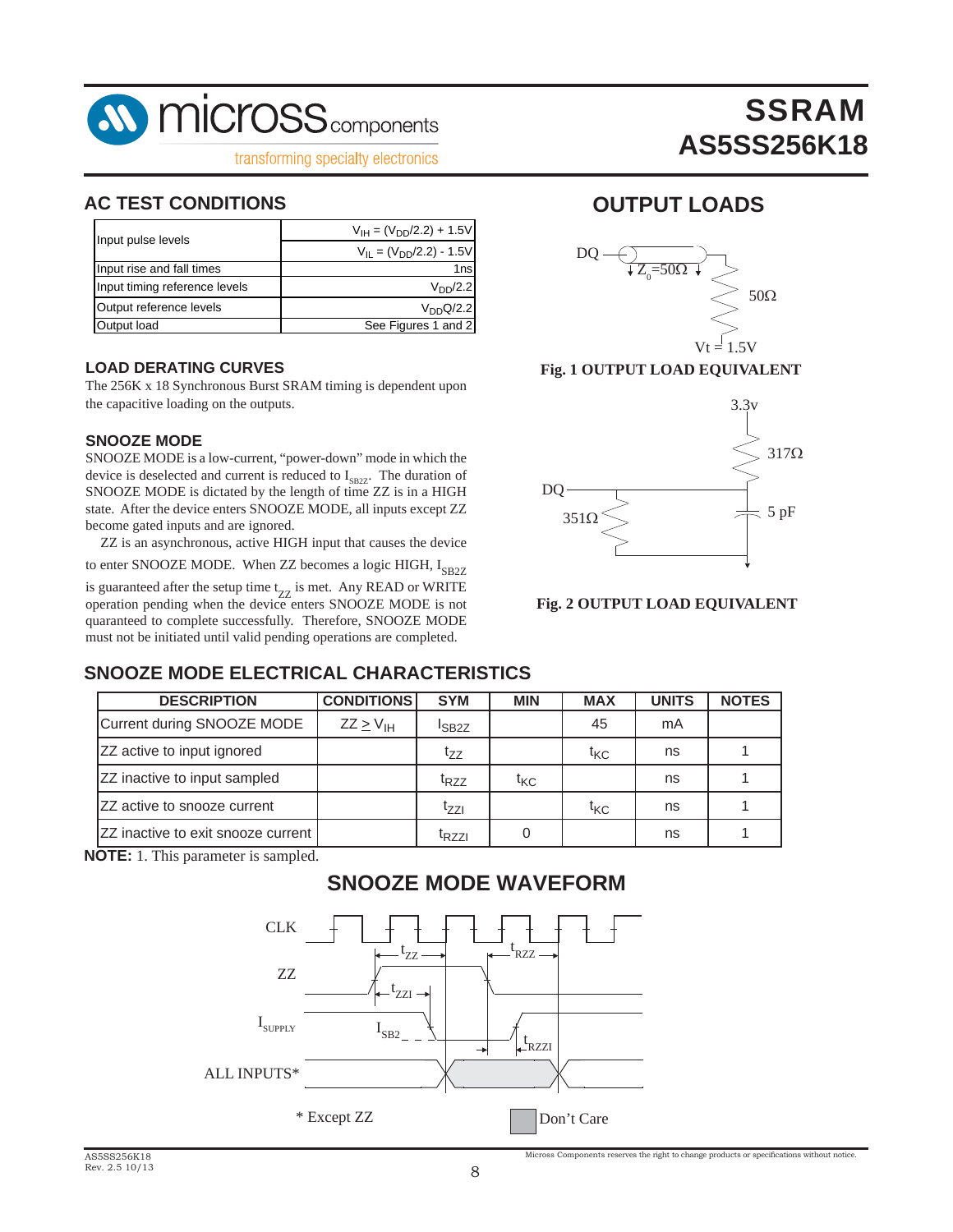## AC TEST CONDITIONS

| | |
|---|---|
| Input pulse levels | $V_{IH} = (V_{DD}/2.2) + 1.5V$ |
| | $V_{IL} = (V_{DD}/2.2) - 1.5V$ |
| Input rise and fall times | 1ns |
| Input timing reference levels | $V_{DD}/2.2$ |
| Output reference levels | $V_{DD}Q/2.2$ |
| Output load | See Figures 1 and 2 |

### LOAD DERATING CURVES

The 256K x 18 Synchronous Burst SRAM timing is dependent upon the capacitive loading on the outputs.

### SNOOZE MODE

SNOOZE MODE is a low-current, "power-down" mode in which the device is deselected and current is reduced to $I_{SB2Z}$. The duration of SNOOZE MODE is dictated by the length of time ZZ is in a HIGH state. After the device enters SNOOZE MODE, all inputs except ZZ become gated inputs and are ignored.

ZZ is an asynchronous, active HIGH input that causes the device to enter SNOOZE MODE. When ZZ becomes a logic HIGH, $I_{SB2Z}$ is guaranteed after the setup time $t_{ZZ}$ is met. Any READ or WRITE operation pending when the device enters SNOOZE MODE is not quaranteed to complete successfully. Therefore, SNOOZE MODE must not be initiated until valid pending operations are completed.

## OUTPUT LOADS

DQ — $Z_0=50\Omega$ — 50Ω — Vt = 1.5V

**Fig. 1 OUTPUT LOAD EQUIVALENT**

3.3v — 317Ω — DQ — 351Ω — 5 pF

**Fig. 2 OUTPUT LOAD EQUIVALENT**

## SNOOZE MODE ELECTRICAL CHARACTERISTICS

| DESCRIPTION | CONDITIONS | SYM | MIN | MAX | UNITS | NOTES |
|---|---|---|---|---|---|---|
| Current during SNOOZE MODE | $ZZ \geq V_{IH}$ | $I_{SB2Z}$ | | 45 | mA | |
| ZZ active to input ignored | | $t_{ZZ}$ | | $t_{KC}$ | ns | 1 |
| ZZ inactive to input sampled | | $t_{RZZ}$ | $t_{KC}$ | | ns | 1 |
| ZZ active to snooze current | | $t_{ZZI}$ | | $t_{KC}$ | ns | 1 |
| ZZ inactive to exit snooze current | | $t_{RZZI}$ | 0 | | ns | 1 |

**NOTE:** 1. This parameter is sampled.

## SNOOZE MODE WAVEFORM

CLK, ZZ, $I_{SUPPLY}$, ALL INPUTS*; $t_{ZZ}$, $t_{RZZ}$, $t_{ZZI}$, $I_{SB2}$, $t_{RZZI}$

\* Except ZZ

Don't Care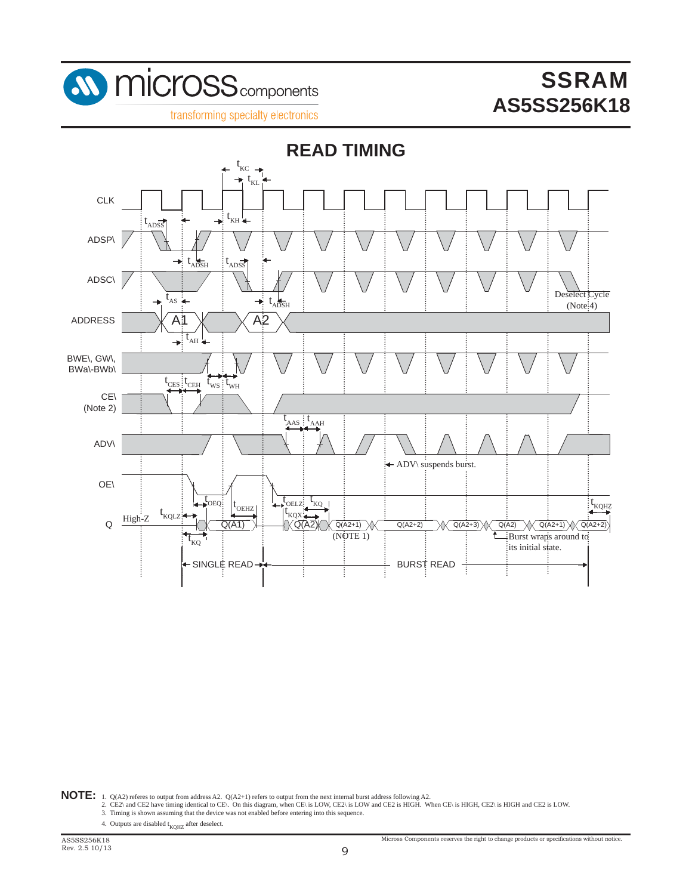# READ TIMING

CLK

ADSP\

ADSC\

ADDRESS

BWE\, GW\, BWa\-BWb\

CE\ (Note 2)

ADV\

OE\

Q

$t_{KC}$ $t_{KL}$ $t_{KH}$ $t_{ADSS}$ $t_{ADSH}$ $t_{AS}$ $t_{AH}$ $t_{CES}$ $t_{CEH}$ $t_{WS}$ $t_{WH}$ $t_{AAS}$ $t_{AAH}$ $t_{OEQ}$ $t_{OEHZ}$ $t_{OELZ}$ $t_{KQ}$ $t_{KQX}$ $t_{KQLZ}$ $t_{KQHZ}$

A1, A2

Deselect Cycle (Note 4)

ADV\ suspends burst.

High-Z

Q(A1), Q(A2), Q(A2+1), Q(A2+2), Q(A2+3), Q(A2), Q(A2+1), Q(A2+2)

(NOTE 1)

Burst wraps around to its initial state.

SINGLE READE — BURST READ

**NOTE:**

1. Q(A2) referes to output from address A2. Q(A2+1) refers to output from the next internal burst address following A2.
2. CE2\ and CE2 have timing identical to CE\. On this diagram, when CE\ is LOW, CE2\ is LOW and CE2 is HIGH. When CE\ is HIGH, CE2\ is HIGH and CE2 is LOW.
3. Timing is shown assuming that the device was not enabled before entering into this sequence.
4. Outputs are disabled $t_{KQHZ}$ after deselect.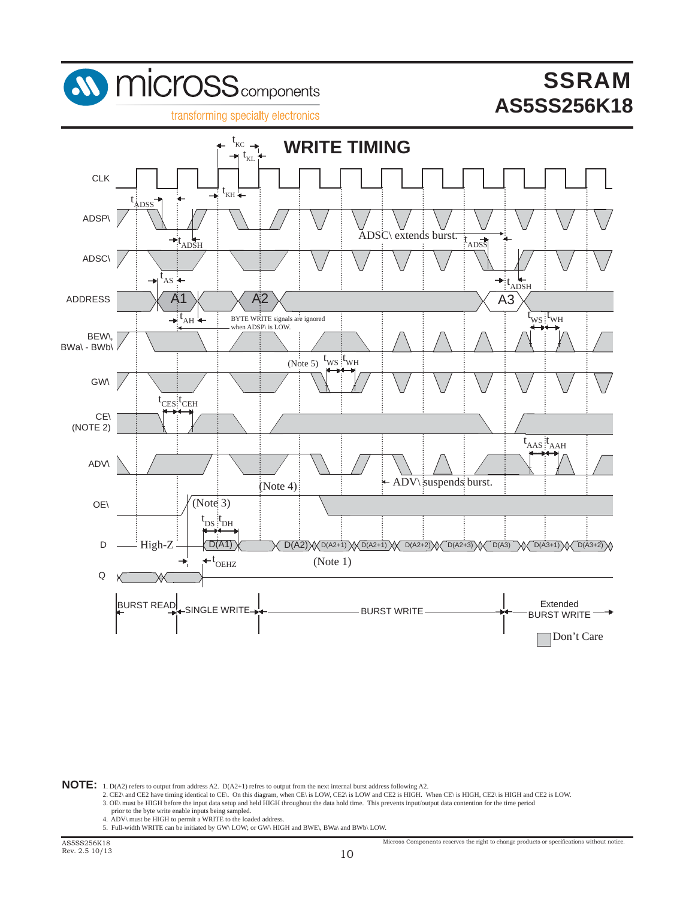## WRITE TIMING

CLK

ADSP\

ADSC\

ADDRESS

BEW\, BWa\ - BWb\

GW\

CE\ (NOTE 2)

ADV\

OE\

D

Q

$t_{KC}$ $t_{KL}$ $t_{KH}$ $t_{ADSS}$ $t_{ADSH}$ $t_{AS}$ $t_{AH}$ $t_{WS}$ $t_{WH}$ $t_{CES}$ $t_{CEH}$ $t_{AAS}$ $t_{AAH}$ $t_{DS}$ $t_{DH}$ $t_{OEHZ}$

A1 A2 A3

ADSC\ extends burst.

BYTE WRITE signals are ignored when ADSP\ is LOW.

(Note 5)

(Note 4)

ADV\ suspends burst.

(Note 3)

High-Z D(A1) D(A2) D(A2+1) D(A2+1) D(A2+2) D(A2+3) D(A3) D(A3+1) D(A3+2)

(Note 1)

BURST READ | SINGLE WRITE | BURST WRITE | Extended BURST WRITE

Don't Care

**NOTE:**
1. D(A2) refers to output from address A2. D(A2+1) refres to output from the next internal burst address following A2.
2. CE2\ and CE2 have timing identical to CE\. On this diagram, when CE\ is LOW, CE2\ is LOW and CE2 is HIGH. When CE\ is HIGH, CE2\ is HIGH and CE2 is LOW.
3. OE\ must be HIGH before the input data setup and held HIGH throughout the data hold time. This prevents input/output data contention for the time period prior to the byte write enable inputs being sampled.
4. ADV\ must be HIGH to permit a WRITE to the loaded address.
5. Full-width WRITE can be initiated by GW\ LOW; or GW\ HIGH and BWE\, BWa\ and BWb\ LOW.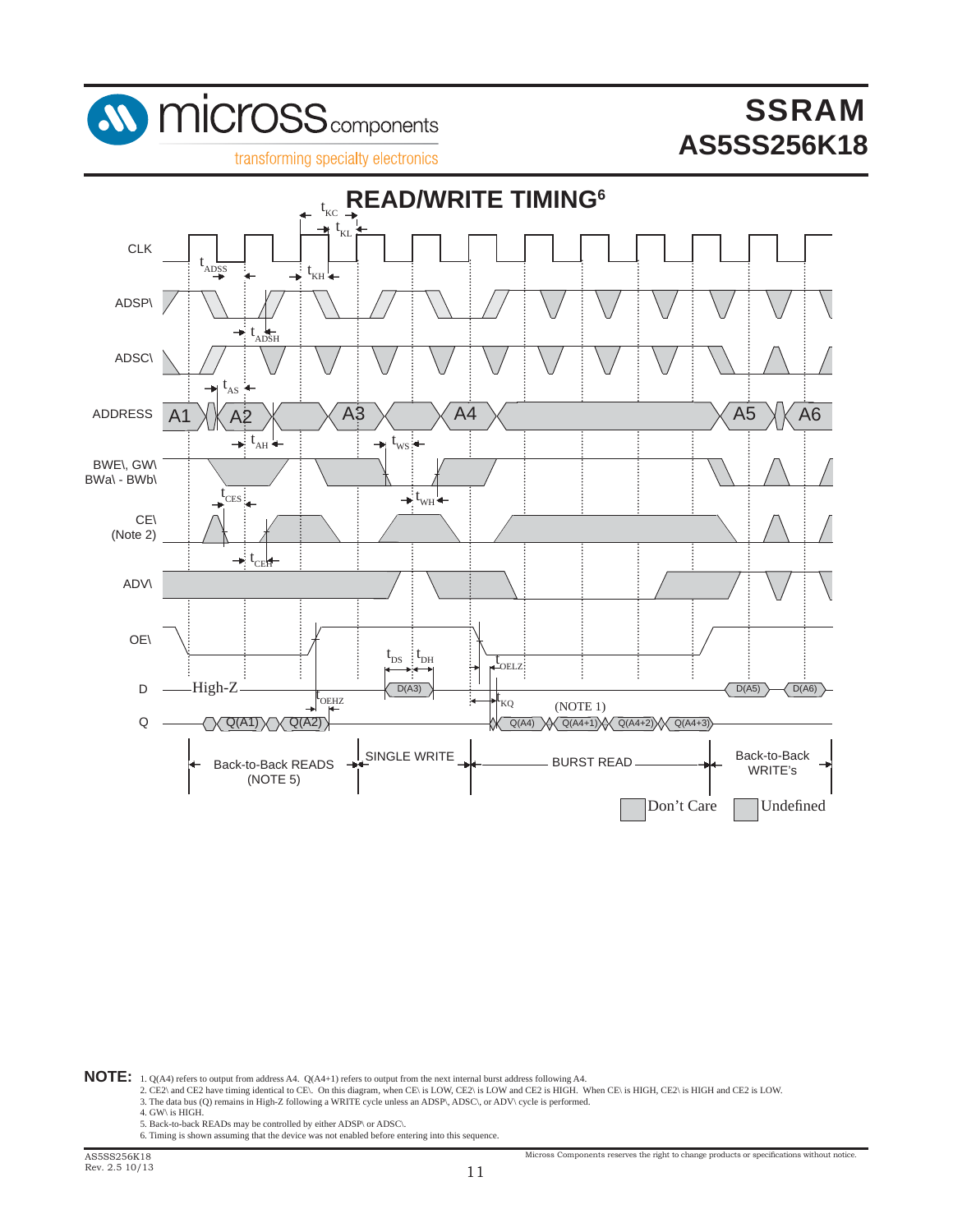# READ/WRITE TIMING[6]

CLK

ADSP\

ADSC\

ADDRESS: A1, A2, A3, A4, A5, A6

BWE\, GW\
BWa\ - BWb\

CE\
(Note 2)

ADV\

OE\

D: High-Z, D(A3), D(A5), D(A6)

Q: Q(A1), Q(A2), Q(A4), Q(A4+1), Q(A4+2), Q(A4+3)

$t_{KC}$, $t_{KL}$, $t_{KH}$, $t_{ADSS}$, $t_{ADSH}$, $t_{AS}$, $t_{AH}$, $t_{WS}$, $t_{WH}$, $t_{CES}$, $t_{CEH}$, $t_{DS}$, $t_{DH}$, $t_{OELZ}$, $t_{OEHZ}$, $t_{KQ}$

(NOTE 1)

Back-to-Back READS (NOTE 5) | SINGLE WRITE | BURST READ | Back-to-Back WRITE's

Don't Care | Undefined

**NOTE:**
1. Q(A4) refers to output from address A4. Q(A4+1) refers to output from the next internal burst address following A4.
2. CE2\ and CE2 have timing identical to CE\. On this diagram, when CE\ is LOW, CE2\ is LOW and CE2 is HIGH. When CE\ is HIGH, CE2\ is HIGH and CE2 is LOW.
3. The data bus (Q) remains in High-Z following a WRITE cycle unless an ADSP\, ADSC\, or ADV\ cycle is performed.
4. GW\ is HIGH.
5. Back-to-back READs may be controlled by either ADSP\ or ADSC\.
6. Timing is shown assuming that the device was not enabled before entering into this sequence.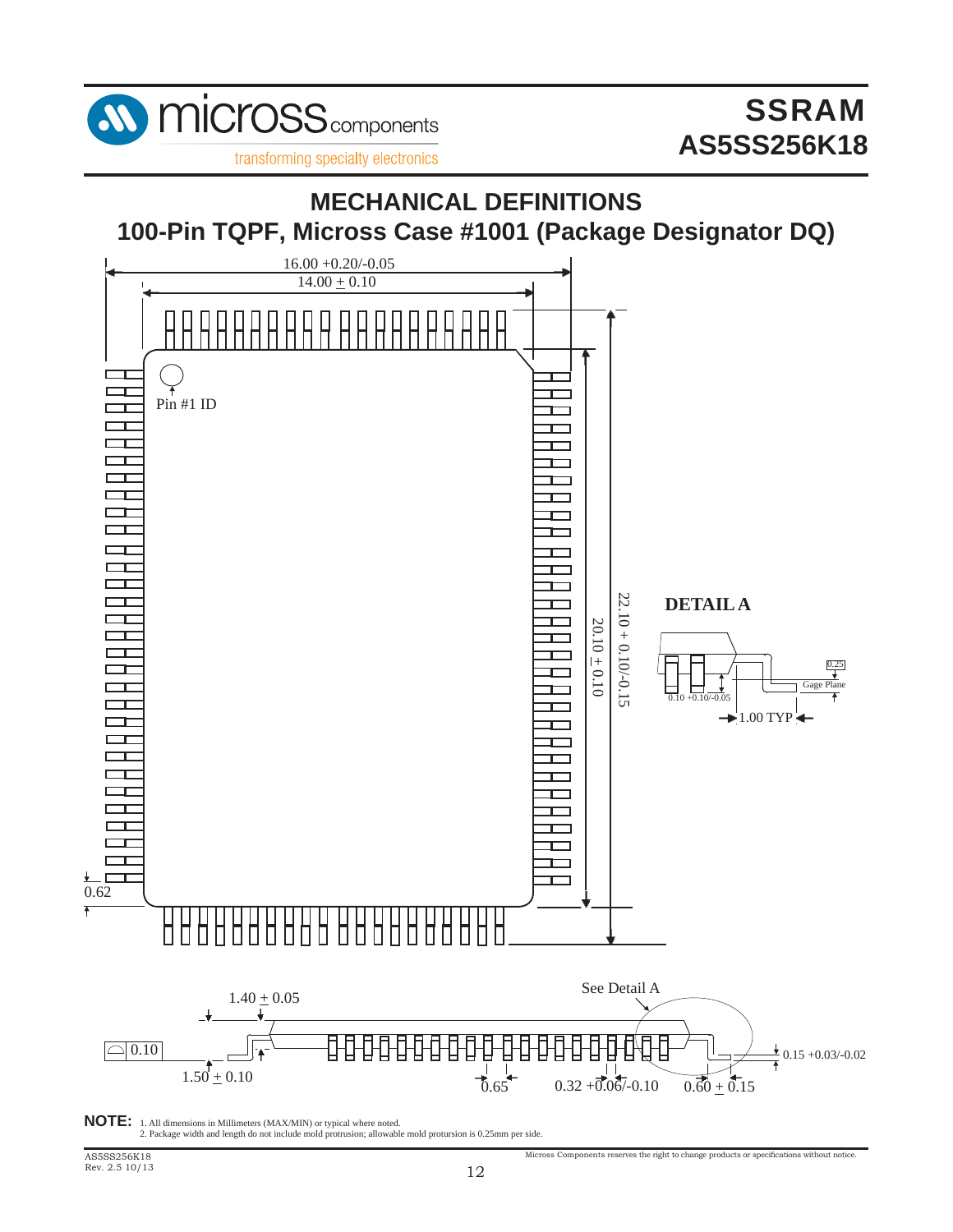# MECHANICAL DEFINITIONS

## 100-Pin TQPF, Micross Case #1001 (Package Designator DQ)

16.00 +0.20/-0.05

14.00 ± 0.10

Pin #1 ID

22.10 + 0.10/-0.15

20.10 ± 0.10

0.62

**DETAIL A**

0.25

Gage Plane

0.10 +0.10/-0.05

1.00 TYP

See Detail A

1.40 ± 0.05

0.10

1.50 ± 0.10

0.65

0.32 +0.06/-0.10

0.60 ± 0.15

0.15 +0.03/-0.02

**NOTE:**
1. All dimensions in Millimeters (MAX/MIN) or typical where noted.
2. Package width and length do not include mold protrusion; allowable mold protursion is 0.25mm per side.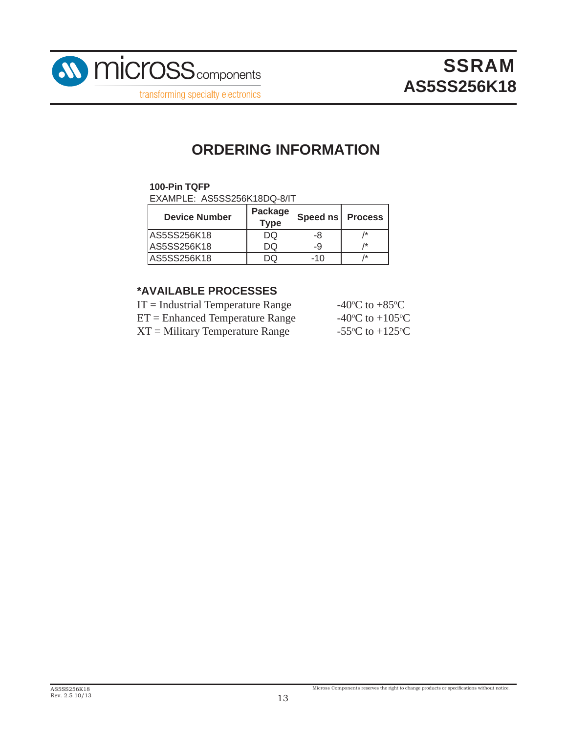## ORDERING INFORMATION

**100-Pin TQFP**

EXAMPLE: AS5SS256K18DQ-8/IT

| Device Number | Package Type | Speed ns | Process |
|---|---|---|---|
| AS5SS256K18 | DQ | -8 | /* |
| AS5SS256K18 | DQ | -9 | /* |
| AS5SS256K18 | DQ | -10 | /* |

### *AVAILABLE PROCESSES

| | |
|---|---|
| IT = Industrial Temperature Range | -40°C to +85°C |
| ET = Enhanced Temperature Range | -40°C to +105°C |
| XT = Military Temperature Range | -55°C to +125°C |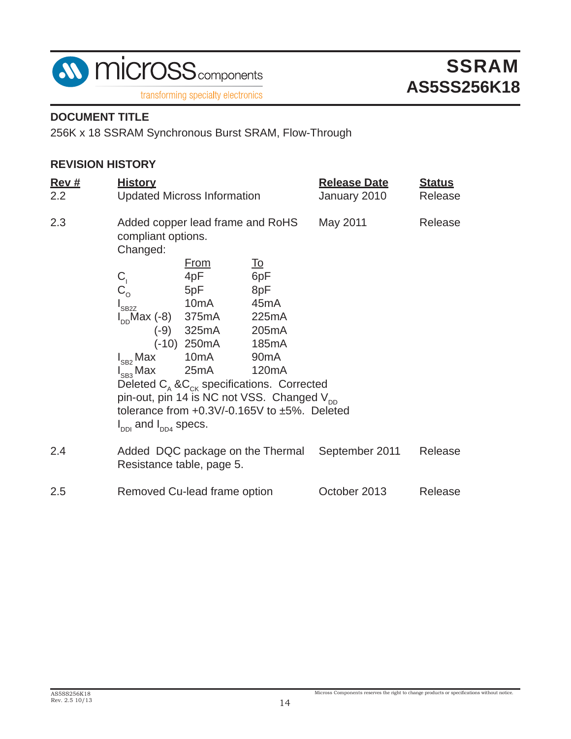# SSRAM AS5SS256K18

## DOCUMENT TITLE

256K x 18 SSRAM Synchronous Burst SRAM, Flow-Through

## REVISION HISTORY

| Rev # | History | Release Date | Status |
|---|---|---|---|
| 2.2 | Updated Micross Information | January 2010 | Release |
| 2.3 | Added copper lead frame and RoHS compliant options. Changed: | May 2011 | Release |
| 2.4 | Added DQC package on the Thermal Resistance table, page 5. | September 2011 | Release |
| 2.5 | Removed Cu-lead frame option | October 2013 | Release |

Rev 2.3 changes:

| | From | To |
|---|---|---|
| $C_I$ | 4pF | 6pF |
| $C_O$ | 5pF | 8pF |
| $I_{SB2Z}$ | 10mA | 45mA |
| $I_{DD}$ Max (-8) | 375mA | 225mA |
| (-9) | 325mA | 205mA |
| (-10) | 250mA | 185mA |
| $I_{SB2}$ Max | 10mA | 90mA |
| $I_{SB3}$ Max | 25mA | 120mA |

Deleted $C_A$ & $C_{CK}$ specifications. Corrected pin-out, pin 14 is NC not VSS. Changed $V_{DD}$ tolerance from +0.3V/-0.165V to ±5%. Deleted $I_{DDI}$ and $I_{DD4}$ specs.